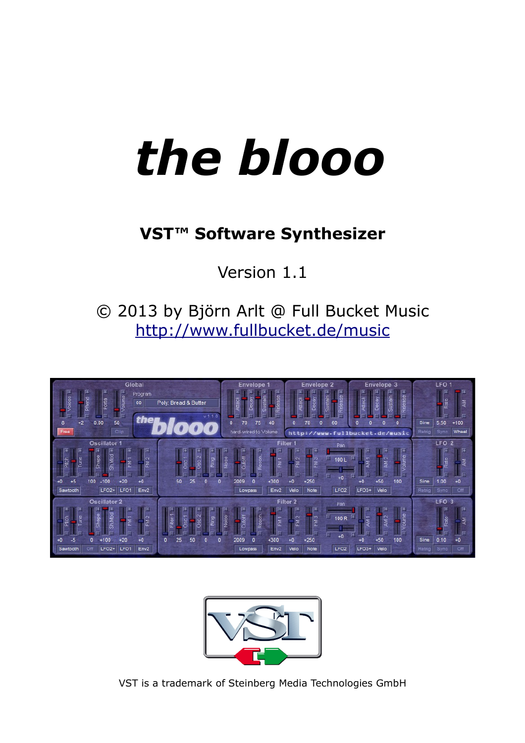# *the blooo*

**VST™ Software Synthesizer**

Version 1.1

© 2013 by Björn Arlt @ Full Bucket Music
http://www.fullbucket.de/music

VST is a trademark of Steinberg Media Technologies GmbH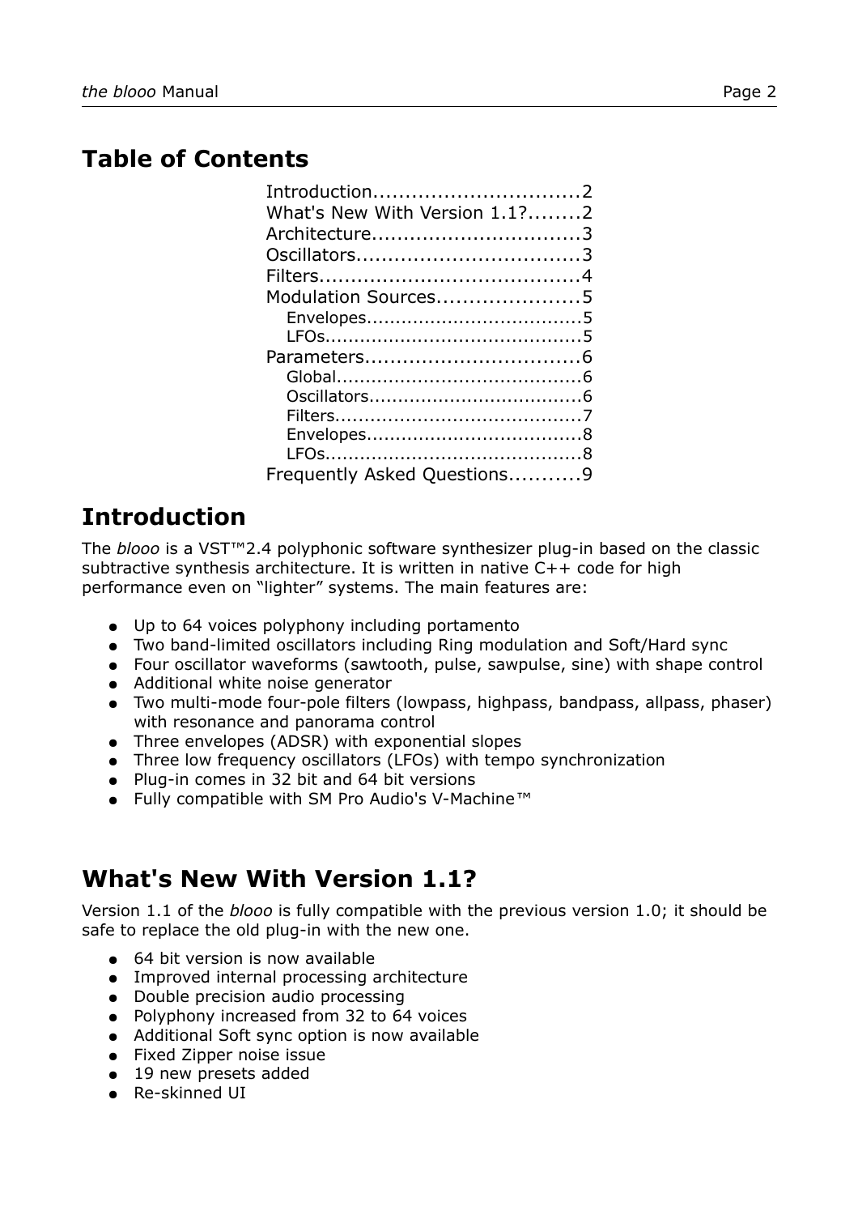## Table of Contents

- Introduction................................2
- What's New With Version 1.1?........2
- Architecture................................3
- Oscillators..................................3
- Filters........................................4
- Modulation Sources.....................5
  - Envelopes....................................5
  - LFOs...........................................5
- Parameters.................................6
  - Global.........................................6
  - Oscillators....................................6
  - Filters.........................................7
  - Envelopes....................................8
  - LFOs...........................................8
- Frequently Asked Questions...........9

## Introduction

The *blooo* is a VST™2.4 polyphonic software synthesizer plug-in based on the classic subtractive synthesis architecture. It is written in native C++ code for high performance even on "lighter" systems. The main features are:

- Up to 64 voices polyphony including portamento
- Two band-limited oscillators including Ring modulation and Soft/Hard sync
- Four oscillator waveforms (sawtooth, pulse, sawpulse, sine) with shape control
- Additional white noise generator
- Two multi-mode four-pole filters (lowpass, highpass, bandpass, allpass, phaser) with resonance and panorama control
- Three envelopes (ADSR) with exponential slopes
- Three low frequency oscillators (LFOs) with tempo synchronization
- Plug-in comes in 32 bit and 64 bit versions
- Fully compatible with SM Pro Audio's V-Machine™

## What's New With Version 1.1?

Version 1.1 of the *blooo* is fully compatible with the previous version 1.0; it should be safe to replace the old plug-in with the new one.

- 64 bit version is now available
- Improved internal processing architecture
- Double precision audio processing
- Polyphony increased from 32 to 64 voices
- Additional Soft sync option is now available
- Fixed Zipper noise issue
- 19 new presets added
- Re-skinned UI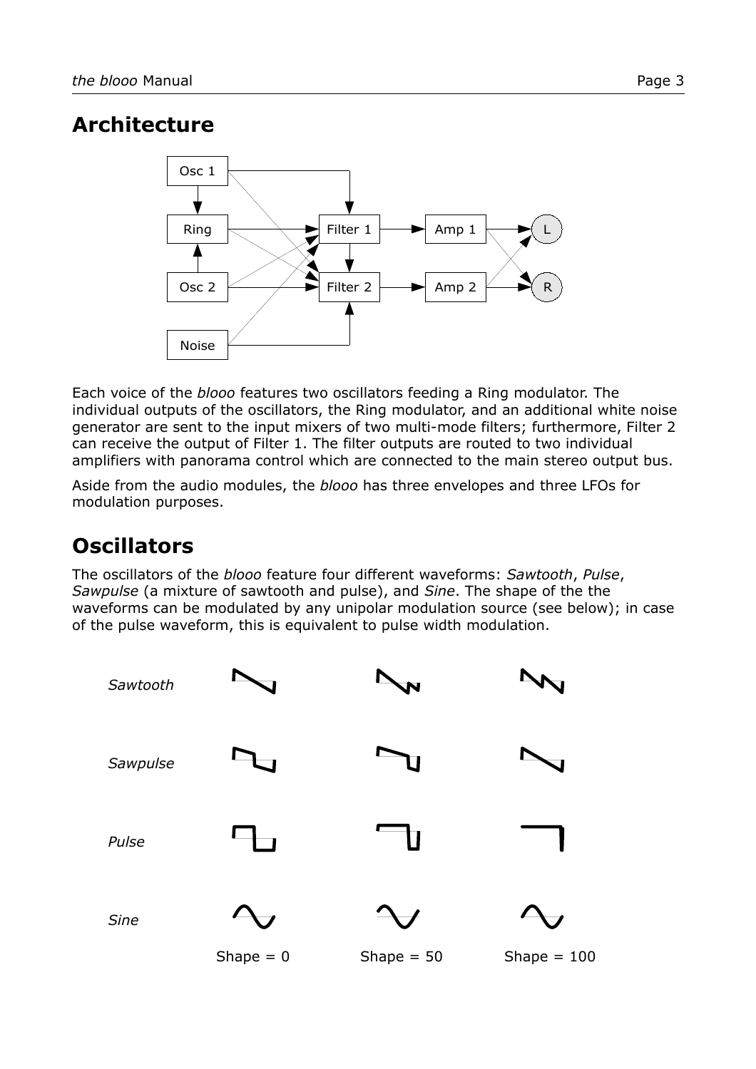## Architecture

Each voice of the *blooo* features two oscillators feeding a Ring modulator. The individual outputs of the oscillators, the Ring modulator, and an additional white noise generator are sent to the input mixers of two multi-mode filters; furthermore, Filter 2 can receive the output of Filter 1. The filter outputs are routed to two individual amplifiers with panorama control which are connected to the main stereo output bus.

Aside from the audio modules, the *blooo* has three envelopes and three LFOs for modulation purposes.

## Oscillators

The oscillators of the *blooo* feature four different waveforms: *Sawtooth*, *Pulse*, *Sawpulse* (a mixture of sawtooth and pulse), and *Sine*. The shape of the the waveforms can be modulated by any unipolar modulation source (see below); in case of the pulse waveform, this is equivalent to pulse width modulation.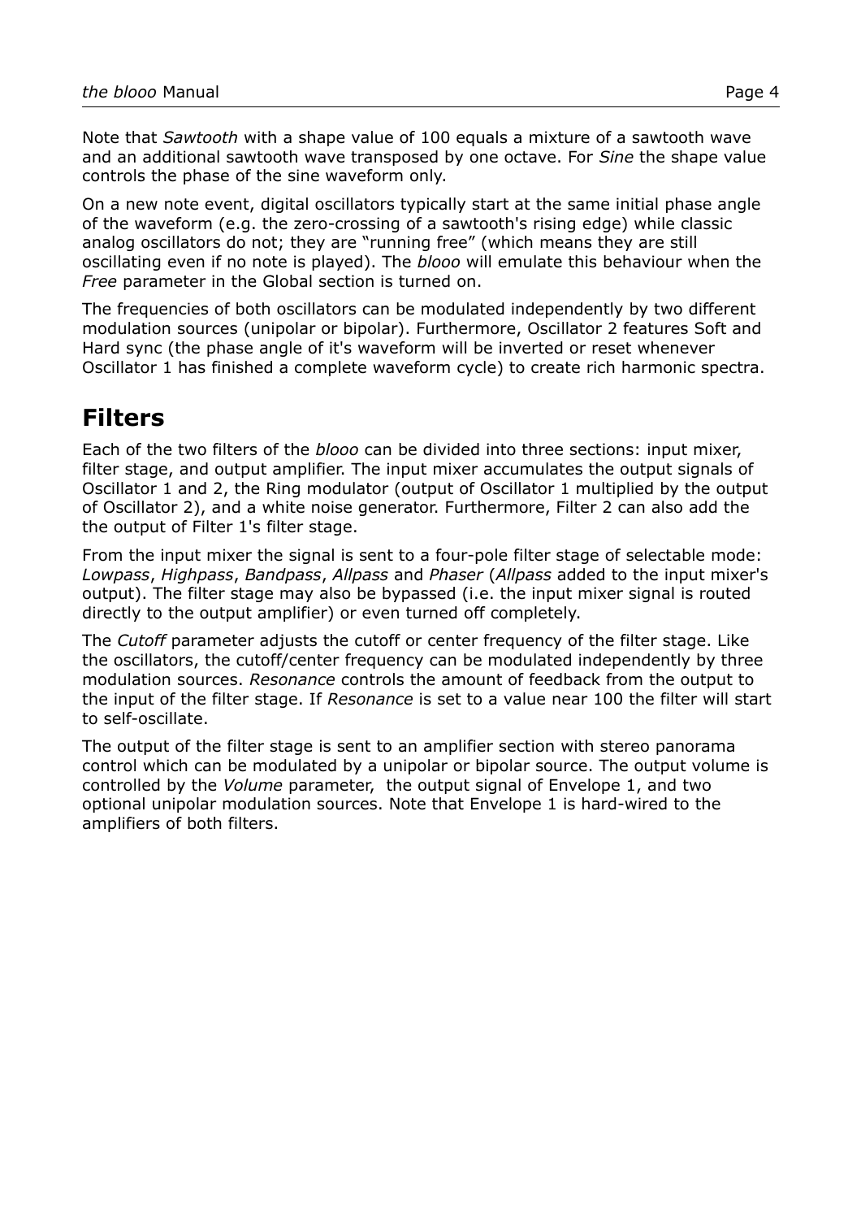Note that *Sawtooth* with a shape value of 100 equals a mixture of a sawtooth wave and an additional sawtooth wave transposed by one octave. For *Sine* the shape value controls the phase of the sine waveform only.

On a new note event, digital oscillators typically start at the same initial phase angle of the waveform (e.g. the zero-crossing of a sawtooth's rising edge) while classic analog oscillators do not; they are “running free” (which means they are still oscillating even if no note is played). The *blooo* will emulate this behaviour when the *Free* parameter in the Global section is turned on.

The frequencies of both oscillators can be modulated independently by two different modulation sources (unipolar or bipolar). Furthermore, Oscillator 2 features Soft and Hard sync (the phase angle of it's waveform will be inverted or reset whenever Oscillator 1 has finished a complete waveform cycle) to create rich harmonic spectra.

# Filters

Each of the two filters of the *blooo* can be divided into three sections: input mixer, filter stage, and output amplifier. The input mixer accumulates the output signals of Oscillator 1 and 2, the Ring modulator (output of Oscillator 1 multiplied by the output of Oscillator 2), and a white noise generator. Furthermore, Filter 2 can also add the the output of Filter 1's filter stage.

From the input mixer the signal is sent to a four-pole filter stage of selectable mode: *Lowpass*, *Highpass*, *Bandpass*, *Allpass* and *Phaser* (*Allpass* added to the input mixer's output). The filter stage may also be bypassed (i.e. the input mixer signal is routed directly to the output amplifier) or even turned off completely.

The *Cutoff* parameter adjusts the cutoff or center frequency of the filter stage. Like the oscillators, the cutoff/center frequency can be modulated independently by three modulation sources. *Resonance* controls the amount of feedback from the output to the input of the filter stage. If *Resonance* is set to a value near 100 the filter will start to self-oscillate.

The output of the filter stage is sent to an amplifier section with stereo panorama control which can be modulated by a unipolar or bipolar source. The output volume is controlled by the *Volume* parameter, the output signal of Envelope 1, and two optional unipolar modulation sources. Note that Envelope 1 is hard-wired to the amplifiers of both filters.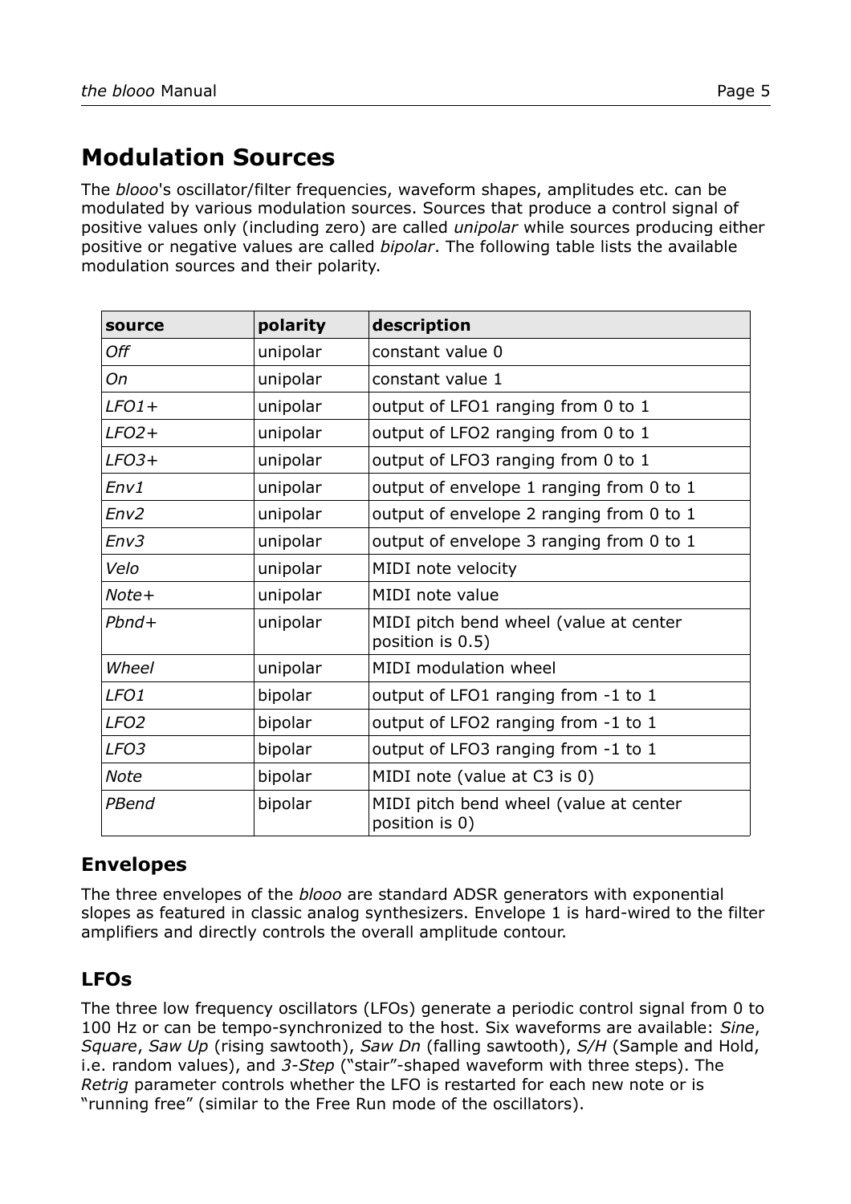# Modulation Sources

The *blooo*'s oscillator/filter frequencies, waveform shapes, amplitudes etc. can be modulated by various modulation sources. Sources that produce a control signal of positive values only (including zero) are called *unipolar* while sources producing either positive or negative values are called *bipolar*. The following table lists the available modulation sources and their polarity.

| source | polarity | description |
|---|---|---|
| *Off* | unipolar | constant value 0 |
| *On* | unipolar | constant value 1 |
| *LFO1+* | unipolar | output of LFO1 ranging from 0 to 1 |
| *LFO2+* | unipolar | output of LFO2 ranging from 0 to 1 |
| *LFO3+* | unipolar | output of LFO3 ranging from 0 to 1 |
| *Env1* | unipolar | output of envelope 1 ranging from 0 to 1 |
| *Env2* | unipolar | output of envelope 2 ranging from 0 to 1 |
| *Env3* | unipolar | output of envelope 3 ranging from 0 to 1 |
| *Velo* | unipolar | MIDI note velocity |
| *Note+* | unipolar | MIDI note value |
| *Pbnd+* | unipolar | MIDI pitch bend wheel (value at center position is 0.5) |
| *Wheel* | unipolar | MIDI modulation wheel |
| *LFO1* | bipolar | output of LFO1 ranging from -1 to 1 |
| *LFO2* | bipolar | output of LFO2 ranging from -1 to 1 |
| *LFO3* | bipolar | output of LFO3 ranging from -1 to 1 |
| *Note* | bipolar | MIDI note (value at C3 is 0) |
| *PBend* | bipolar | MIDI pitch bend wheel (value at center position is 0) |

## Envelopes

The three envelopes of the *blooo* are standard ADSR generators with exponential slopes as featured in classic analog synthesizers. Envelope 1 is hard-wired to the filter amplifiers and directly controls the overall amplitude contour.

## LFOs

The three low frequency oscillators (LFOs) generate a periodic control signal from 0 to 100 Hz or can be tempo-synchronized to the host. Six waveforms are available: *Sine*, *Square*, *Saw Up* (rising sawtooth), *Saw Dn* (falling sawtooth), *S/H* (Sample and Hold, i.e. random values), and *3-Step* ("stair"-shaped waveform with three steps). The *Retrig* parameter controls whether the LFO is restarted for each new note or is "running free" (similar to the Free Run mode of the oscillators).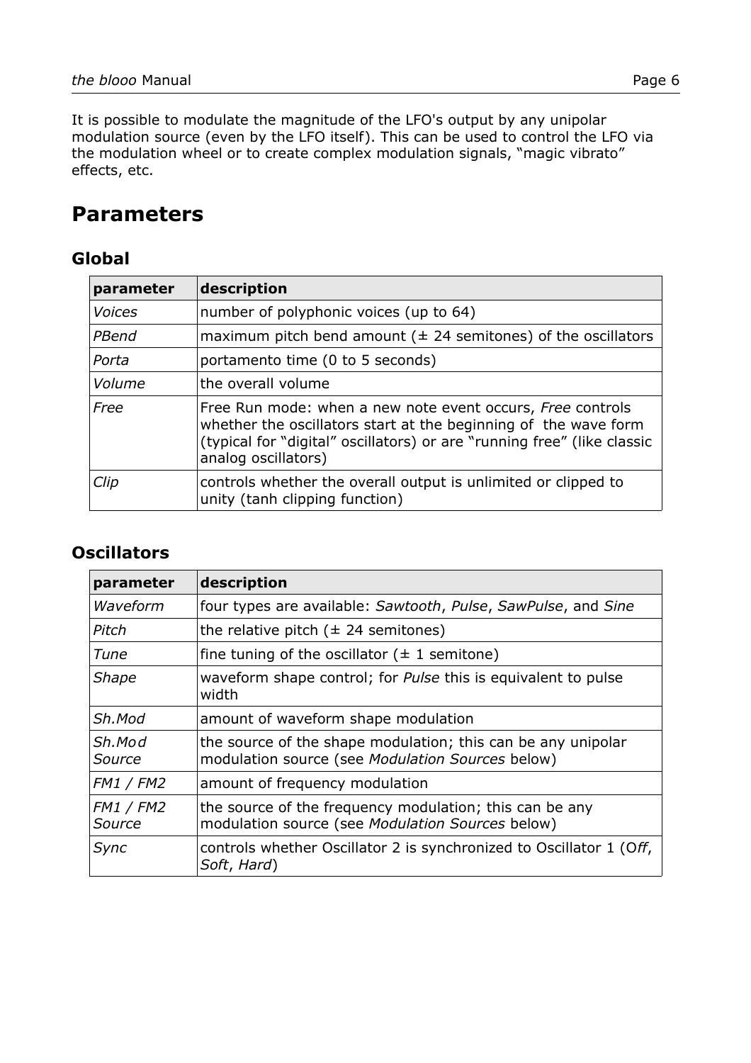It is possible to modulate the magnitude of the LFO's output by any unipolar modulation source (even by the LFO itself). This can be used to control the LFO via the modulation wheel or to create complex modulation signals, "magic vibrato" effects, etc.

# Parameters

## Global

| parameter | description |
|---|---|
| *Voices* | number of polyphonic voices (up to 64) |
| *PBend* | maximum pitch bend amount (± 24 semitones) of the oscillators |
| *Porta* | portamento time (0 to 5 seconds) |
| *Volume* | the overall volume |
| *Free* | Free Run mode: when a new note event occurs, *Free* controls whether the oscillators start at the beginning of the wave form (typical for "digital" oscillators) or are "running free" (like classic analog oscillators) |
| *Clip* | controls whether the overall output is unlimited or clipped to unity (tanh clipping function) |

## Oscillators

| parameter | description |
|---|---|
| *Waveform* | four types are available: *Sawtooth*, *Pulse*, *SawPulse*, and *Sine* |
| *Pitch* | the relative pitch (± 24 semitones) |
| *Tune* | fine tuning of the oscillator (± 1 semitone) |
| *Shape* | waveform shape control; for *Pulse* this is equivalent to pulse width |
| *Sh.Mod* | amount of waveform shape modulation |
| *Sh.Mod Source* | the source of the shape modulation; this can be any unipolar modulation source (see *Modulation Sources* below) |
| *FM1 / FM2* | amount of frequency modulation |
| *FM1 / FM2 Source* | the source of the frequency modulation; this can be any modulation source (see *Modulation Sources* below) |
| *Sync* | controls whether Oscillator 2 is synchronized to Oscillator 1 (*Off*, *Soft*, *Hard*) |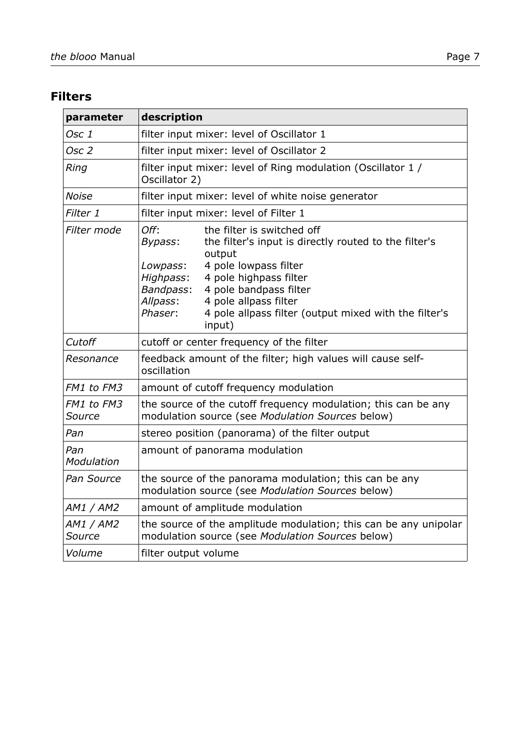## Filters

| **parameter** | **description** |
|---|---|
| *Osc 1* | filter input mixer: level of Oscillator 1 |
| *Osc 2* | filter input mixer: level of Oscillator 2 |
| *Ring* | filter input mixer: level of Ring modulation (Oscillator 1 / Oscillator 2) |
| *Noise* | filter input mixer: level of white noise generator |
| *Filter 1* | filter input mixer: level of Filter 1 |
| *Filter mode* | *Off*: the filter is switched off<br>*Bypass*: the filter's input is directly routed to the filter's output<br>*Lowpass*: 4 pole lowpass filter<br>*Highpass*: 4 pole highpass filter<br>*Bandpass*: 4 pole bandpass filter<br>*Allpass*: 4 pole allpass filter<br>*Phaser*: 4 pole allpass filter (output mixed with the filter's input) |
| *Cutoff* | cutoff or center frequency of the filter |
| *Resonance* | feedback amount of the filter; high values will cause self-oscillation |
| *FM1 to FM3* | amount of cutoff frequency modulation |
| *FM1 to FM3 Source* | the source of the cutoff frequency modulation; this can be any modulation source (see *Modulation Sources* below) |
| *Pan* | stereo position (panorama) of the filter output |
| *Pan Modulation* | amount of panorama modulation |
| *Pan Source* | the source of the panorama modulation; this can be any modulation source (see *Modulation Sources* below) |
| *AM1 / AM2* | amount of amplitude modulation |
| *AM1 / AM2 Source* | the source of the amplitude modulation; this can be any unipolar modulation source (see *Modulation Sources* below) |
| *Volume* | filter output volume |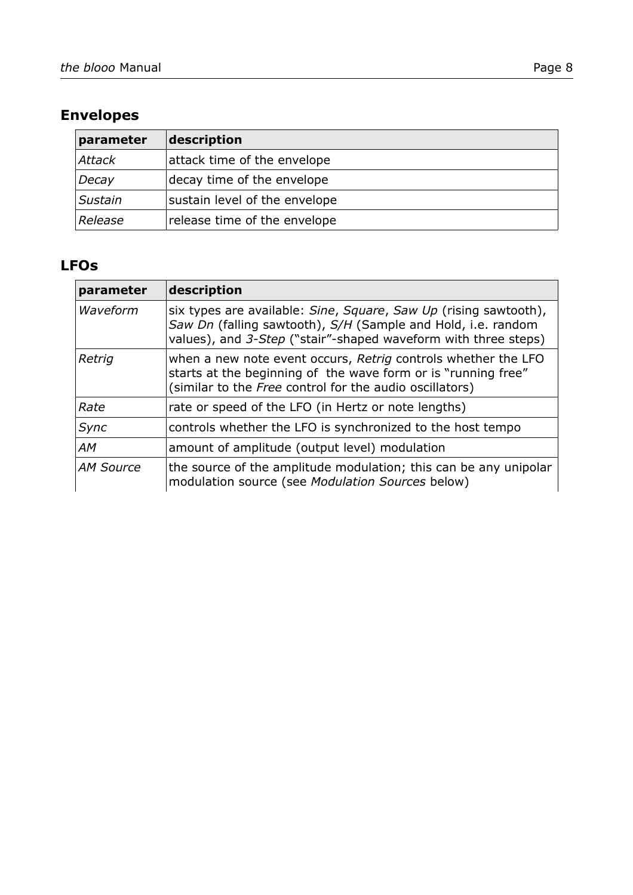## Envelopes

| parameter | description |
|---|---|
| *Attack* | attack time of the envelope |
| *Decay* | decay time of the envelope |
| *Sustain* | sustain level of the envelope |
| *Release* | release time of the envelope |

## LFOs

| parameter | description |
|---|---|
| *Waveform* | six types are available: *Sine*, *Square*, *Saw Up* (rising sawtooth), *Saw Dn* (falling sawtooth), *S/H* (Sample and Hold, i.e. random values), and *3-Step* ("stair"-shaped waveform with three steps) |
| *Retrig* | when a new note event occurs, *Retrig* controls whether the LFO starts at the beginning of the wave form or is "running free" (similar to the *Free* control for the audio oscillators) |
| *Rate* | rate or speed of the LFO (in Hertz or note lengths) |
| *Sync* | controls whether the LFO is synchronized to the host tempo |
| *AM* | amount of amplitude (output level) modulation |
| *AM Source* | the source of the amplitude modulation; this can be any unipolar modulation source (see *Modulation Sources* below) |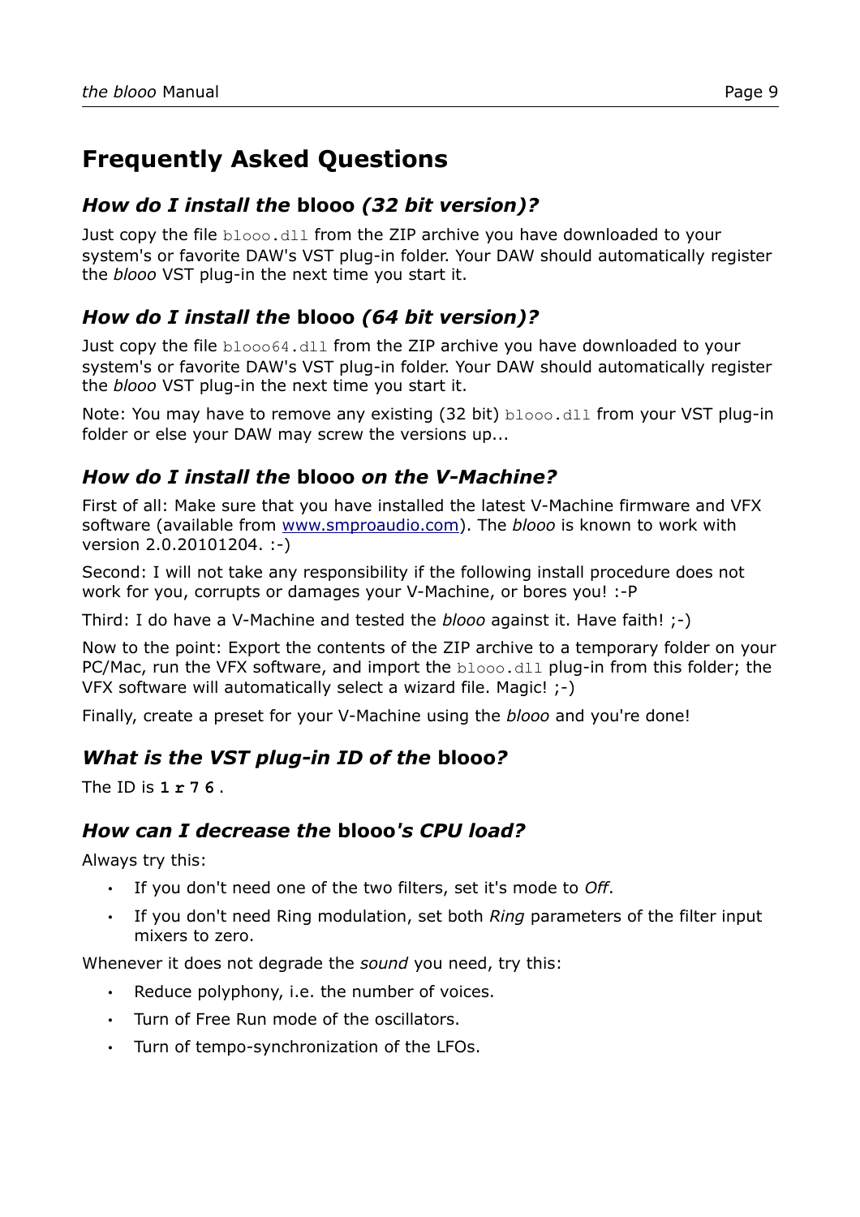# Frequently Asked Questions

## *How do I install the* **blooo** *(32 bit version)?*

Just copy the file `blooo.dll` from the ZIP archive you have downloaded to your system's or favorite DAW's VST plug-in folder. Your DAW should automatically register the *blooo* VST plug-in the next time you start it.

## *How do I install the* **blooo** *(64 bit version)?*

Just copy the file `blooo64.dll` from the ZIP archive you have downloaded to your system's or favorite DAW's VST plug-in folder. Your DAW should automatically register the *blooo* VST plug-in the next time you start it.

Note: You may have to remove any existing (32 bit) `blooo.dll` from your VST plug-in folder or else your DAW may screw the versions up...

## *How do I install the* **blooo** *on the V-Machine?*

First of all: Make sure that you have installed the latest V-Machine firmware and VFX software (available from [www.smproaudio.com](www.smproaudio.com)). The *blooo* is known to work with version 2.0.20101204. :-)

Second: I will not take any responsibility if the following install procedure does not work for you, corrupts or damages your V-Machine, or bores you! :-P

Third: I do have a V-Machine and tested the *blooo* against it. Have faith! ;-)

Now to the point: Export the contents of the ZIP archive to a temporary folder on your PC/Mac, run the VFX software, and import the `blooo.dll` plug-in from this folder; the VFX software will automatically select a wizard file. Magic! ;-)

Finally, create a preset for your V-Machine using the *blooo* and you're done!

## *What is the VST plug-in ID of the* **blooo***?*

The ID is **`1r76`**.

## *How can I decrease the* **blooo***'s CPU load?*

Always try this:

- If you don't need one of the two filters, set it's mode to *Off*.
- If you don't need Ring modulation, set both *Ring* parameters of the filter input mixers to zero.

Whenever it does not degrade the *sound* you need, try this:

- Reduce polyphony, i.e. the number of voices.
- Turn of Free Run mode of the oscillators.
- Turn of tempo-synchronization of the LFOs.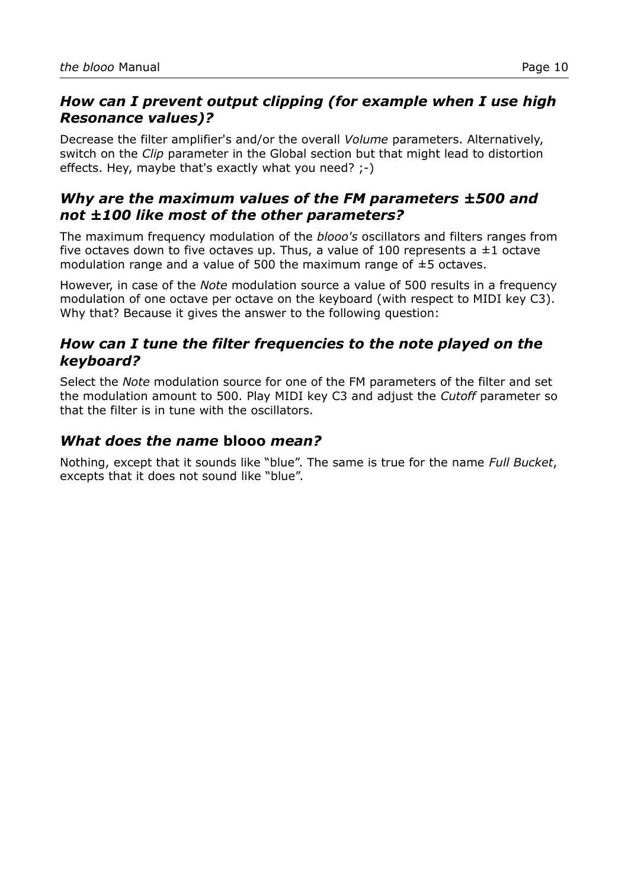### *How can I prevent output clipping (for example when I use high Resonance values)?*

Decrease the filter amplifier's and/or the overall *Volume* parameters. Alternatively, switch on the *Clip* parameter in the Global section but that might lead to distortion effects. Hey, maybe that's exactly what you need? ;-)

### *Why are the maximum values of the FM parameters ±500 and not ±100 like most of the other parameters?*

The maximum frequency modulation of the *blooo's* oscillators and filters ranges from five octaves down to five octaves up. Thus, a value of 100 represents a ±1 octave modulation range and a value of 500 the maximum range of ±5 octaves.

However, in case of the *Note* modulation source a value of 500 results in a frequency modulation of one octave per octave on the keyboard (with respect to MIDI key C3). Why that? Because it gives the answer to the following question:

### *How can I tune the filter frequencies to the note played on the keyboard?*

Select the *Note* modulation source for one of the FM parameters of the filter and set the modulation amount to 500. Play MIDI key C3 and adjust the *Cutoff* parameter so that the filter is in tune with the oscillators.

### *What does the name* **blooo** *mean?*

Nothing, except that it sounds like "blue". The same is true for the name *Full Bucket*, excepts that it does not sound like "blue".